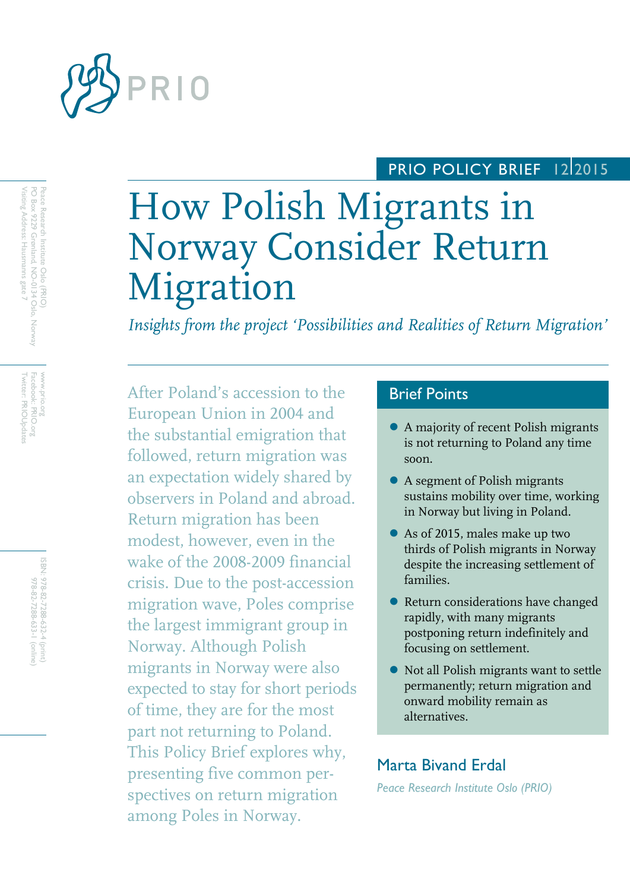PRIO POLICY BRIEF 12|2015

# How Polish Migrants in Norway Consider Return Migration

*Insights from the project 'Possibilities and Realities of Return Migration'*

Peace Research Institute Oslo (PRIO)
PO Box 9229 Grønland, NO-0134 Oslo, Norway
Visiting Address: Hausmanns gate 7

www.prio.org
Facebook: PRIO.org
Twitter: PRIOUpdates

ISBN: 978-82-7288-632-4 (print)
978-82-7288-633-1 (online)

After Poland's accession to the European Union in 2004 and the substantial emigration that followed, return migration was an expectation widely shared by observers in Poland and abroad. Return migration has been modest, however, even in the wake of the 2008-2009 financial crisis. Due to the post-accession migration wave, Poles comprise the largest immigrant group in Norway. Although Polish migrants in Norway were also expected to stay for short periods of time, they are for the most part not returning to Poland. This Policy Brief explores why, presenting five common perspectives on return migration among Poles in Norway.

## Brief Points

- A majority of recent Polish migrants is not returning to Poland any time soon.
- A segment of Polish migrants sustains mobility over time, working in Norway but living in Poland.
- As of 2015, males make up two thirds of Polish migrants in Norway despite the increasing settlement of families.
- Return considerations have changed rapidly, with many migrants postponing return indefinitely and focusing on settlement.
- Not all Polish migrants want to settle permanently; return migration and onward mobility remain as alternatives.

**Marta Bivand Erdal**

*Peace Research Institute Oslo (PRIO)*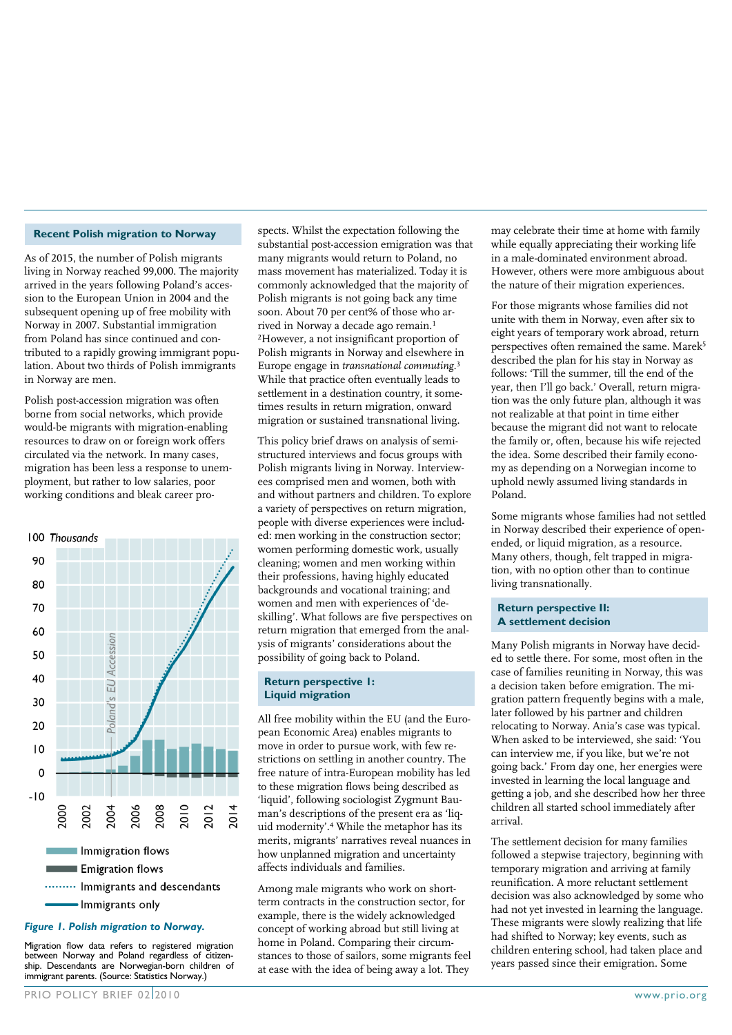## Recent Polish migration to Norway

As of 2015, the number of Polish migrants living in Norway reached 99,000. The majority arrived in the years following Poland's accession to the European Union in 2004 and the subsequent opening up of free mobility with Norway in 2007. Substantial immigration from Poland has since continued and contributed to a rapidly growing immigrant population. About two thirds of Polish immigrants in Norway are men.

Polish post-accession migration was often borne from social networks, which provide would-be migrants with migration-enabling resources to draw on or foreign work offers circulated via the network. In many cases, migration has been less a response to unemployment, but rather to low salaries, poor working conditions and bleak career prospects. Whilst the expectation following the substantial post-accession emigration was that many migrants would return to Poland, no mass movement has materialized. Today it is commonly acknowledged that the majority of Polish migrants is not going back any time soon. About 70 per cent% of those who arrived in Norway a decade ago remain.[1] [2]However, a not insignificant proportion of Polish migrants in Norway and elsewhere in Europe engage in *transnational commuting*.[3] While that practice often eventually leads to settlement in a destination country, it sometimes results in return migration, onward migration or sustained transnational living.

This policy brief draws on analysis of semi-structured interviews and focus groups with Polish migrants living in Norway. Interviewees comprised men and women, both with and without partners and children. To explore a variety of perspectives on return migration, people with diverse experiences were included: men working in the construction sector; women performing domestic work, usually cleaning; women and men working within their professions, having highly educated backgrounds and vocational training; and women and men with experiences of 'deskilling'. What follows are five perspectives on return migration that emerged from the analysis of migrants' considerations about the possibility of going back to Poland.

*Figure 1. Polish migration to Norway.*

Migration flow data refers to registered migration between Norway and Poland regardless of citizenship. Descendants are Norwegian-born children of immigrant parents. (Source: Statistics Norway.)

## Return perspective I: Liquid migration

All free mobility within the EU (and the European Economic Area) enables migrants to move in order to pursue work, with few restrictions on settling in another country. The free nature of intra-European mobility has led to these migration flows being described as 'liquid', following sociologist Zygmunt Bauman's descriptions of the present era as 'liquid modernity'.[4] While the metaphor has its merits, migrants' narratives reveal nuances in how unplanned migration and uncertainty affects individuals and families.

Among male migrants who work on short-term contracts in the construction sector, for example, there is the widely acknowledged concept of working abroad but still living at home in Poland. Comparing their circumstances to those of sailors, some migrants feel at ease with the idea of being away a lot. They may celebrate their time at home with family while equally appreciating their working life in a male-dominated environment abroad. However, others were more ambiguous about the nature of their migration experiences.

For those migrants whose families did not unite with them in Norway, even after six to eight years of temporary work abroad, return perspectives often remained the same. Marek[5] described the plan for his stay in Norway as follows: 'Till the summer, till the end of the year, then I'll go back.' Overall, return migration was the only future plan, although it was not realizable at that point in time either because the migrant did not want to relocate the family or, often, because his wife rejected the idea. Some described their family economy as depending on a Norwegian income to uphold newly assumed living standards in Poland.

Some migrants whose families had not settled in Norway described their experience of open-ended, or liquid migration, as a resource. Many others, though, felt trapped in migration, with no option other than to continue living transnationally.

## Return perspective II: A settlement decision

Many Polish migrants in Norway have decided to settle there. For some, most often in the case of families reuniting in Norway, this was a decision taken before emigration. The migration pattern frequently begins with a male, later followed by his partner and children relocating to Norway. Ania's case was typical. When asked to be interviewed, she said: 'You can interview me, if you like, but we're not going back.' From day one, her energies were invested in learning the local language and getting a job, and she described how her three children all started school immediately after arrival.

The settlement decision for many families followed a stepwise trajectory, beginning with temporary migration and arriving at family reunification. A more reluctant settlement decision was also acknowledged by some who had not yet invested in learning the language. These migrants were slowly realizing that life had shifted to Norway; key events, such as children entering school, had taken place and years passed since their emigration. Some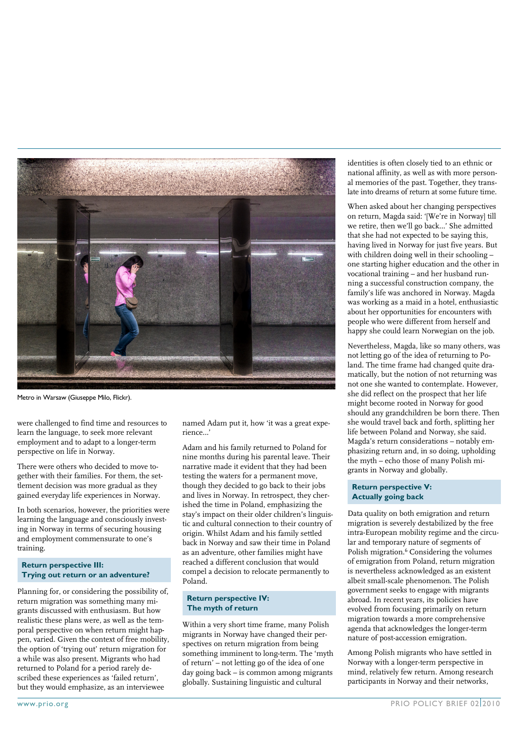Metro in Warsaw (Giuseppe Milo, Flickr).

were challenged to find time and resources to learn the language, to seek more relevant employment and to adapt to a longer-term perspective on life in Norway.

There were others who decided to move together with their families. For them, the settlement decision was more gradual as they gained everyday life experiences in Norway.

In both scenarios, however, the priorities were learning the language and consciously investing in Norway in terms of securing housing and employment commensurate to one's training.

### Return perspective III: Trying out return or an adventure?

Planning for, or considering the possibility of, return migration was something many migrants discussed with enthusiasm. But how realistic these plans were, as well as the temporal perspective on when return might happen, varied. Given the context of free mobility, the option of 'trying out' return migration for a while was also present. Migrants who had returned to Poland for a period rarely described these experiences as 'failed return', but they would emphasize, as an interviewee named Adam put it, how 'it was a great experience...'

Adam and his family returned to Poland for nine months during his parental leave. Their narrative made it evident that they had been testing the waters for a permanent move, though they decided to go back to their jobs and lives in Norway. In retrospect, they cherished the time in Poland, emphasizing the stay's impact on their older children's linguistic and cultural connection to their country of origin. Whilst Adam and his family settled back in Norway and saw their time in Poland as an adventure, other families might have reached a different conclusion that would compel a decision to relocate permanently to Poland.

### Return perspective IV: The myth of return

Within a very short time frame, many Polish migrants in Norway have changed their perspectives on return migration from being something imminent to long-term. The 'myth of return' – not letting go of the idea of one day going back – is common among migrants globally. Sustaining linguistic and cultural identities is often closely tied to an ethnic or national affinity, as well as with more personal memories of the past. Together, they translate into dreams of return at some future time.

When asked about her changing perspectives on return, Magda said: '[We're in Norway] till we retire, then we'll go back...' She admitted that she had not expected to be saying this, having lived in Norway for just five years. But with children doing well in their schooling – one starting higher education and the other in vocational training – and her husband running a successful construction company, the family's life was anchored in Norway. Magda was working as a maid in a hotel, enthusiastic about her opportunities for encounters with people who were different from herself and happy she could learn Norwegian on the job.

Nevertheless, Magda, like so many others, was not letting go of the idea of returning to Poland. The time frame had changed quite dramatically, but the notion of not returning was not one she wanted to contemplate. However, she did reflect on the prospect that her life might become rooted in Norway for good should any grandchildren be born there. Then she would travel back and forth, splitting her life between Poland and Norway, she said. Magda's return considerations – notably emphasizing return and, in so doing, upholding the myth – echo those of many Polish migrants in Norway and globally.

### Return perspective V: Actually going back

Data quality on both emigration and return migration is severely destabilized by the free intra-European mobility regime and the circular and temporary nature of segments of Polish migration.[6] Considering the volumes of emigration from Poland, return migration is nevertheless acknowledged as an existent albeit small-scale phenomenon. The Polish government seeks to engage with migrants abroad. In recent years, its policies have evolved from focusing primarily on return migration towards a more comprehensive agenda that acknowledges the longer-term nature of post-accession emigration.

Among Polish migrants who have settled in Norway with a longer-term perspective in mind, relatively few return. Among research participants in Norway and their networks,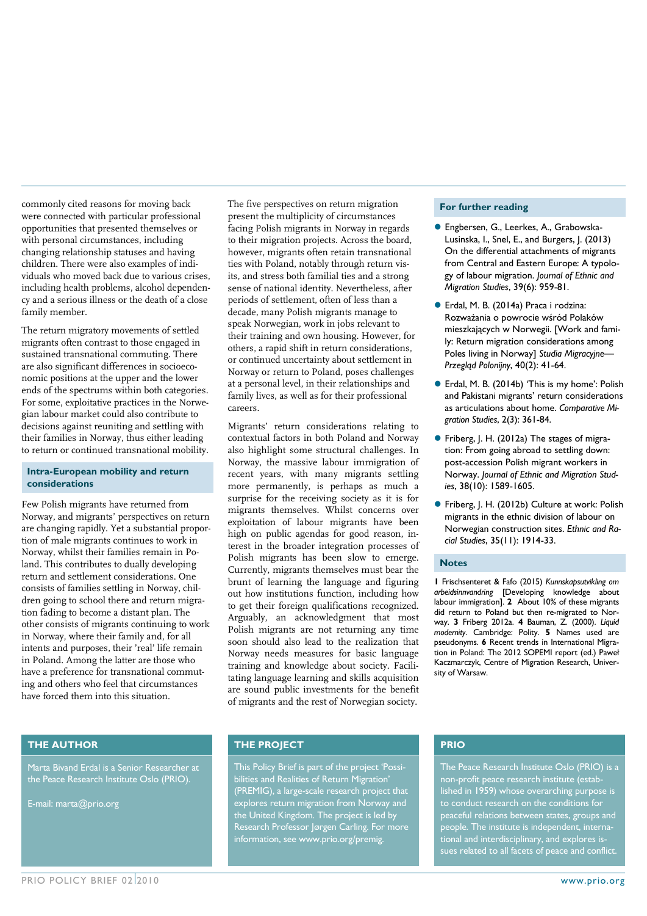commonly cited reasons for moving back were connected with particular professional opportunities that presented themselves or with personal circumstances, including changing relationship statuses and having children. There were also examples of individuals who moved back due to various crises, including health problems, alcohol dependency and a serious illness or the death of a close family member.

The return migratory movements of settled migrants often contrast to those engaged in sustained transnational commuting. There are also significant differences in socioeconomic positions at the upper and the lower ends of the spectrums within both categories. For some, exploitative practices in the Norwegian labour market could also contribute to decisions against reuniting and settling with their families in Norway, thus either leading to return or continued transnational mobility.

## Intra-European mobility and return considerations

Few Polish migrants have returned from Norway, and migrants' perspectives on return are changing rapidly. Yet a substantial proportion of male migrants continues to work in Norway, whilst their families remain in Poland. This contributes to dually developing return and settlement considerations. One consists of families settling in Norway, children going to school there and return migration fading to become a distant plan. The other consists of migrants continuing to work in Norway, where their family and, for all intents and purposes, their 'real' life remain in Poland. Among the latter are those who have a preference for transnational commuting and others who feel that circumstances have forced them into this situation.

The five perspectives on return migration present the multiplicity of circumstances facing Polish migrants in Norway in regards to their migration projects. Across the board, however, migrants often retain transnational ties with Poland, notably through return visits, and stress both familial ties and a strong sense of national identity. Nevertheless, after periods of settlement, often of less than a decade, many Polish migrants manage to speak Norwegian, work in jobs relevant to their training and own housing. However, for others, a rapid shift in return considerations, or continued uncertainty about settlement in Norway or return to Poland, poses challenges at a personal level, in their relationships and family lives, as well as for their professional careers.

Migrants' return considerations relating to contextual factors in both Poland and Norway also highlight some structural challenges. In Norway, the massive labour immigration of recent years, with many migrants settling more permanently, is perhaps as much a surprise for the receiving society as it is for migrants themselves. Whilst concerns over exploitation of labour migrants have been high on public agendas for good reason, interest in the broader integration processes of Polish migrants has been slow to emerge. Currently, migrants themselves must bear the brunt of learning the language and figuring out how institutions function, including how to get their foreign qualifications recognized. Arguably, an acknowledgment that most Polish migrants are not returning any time soon should also lead to the realization that Norway needs measures for basic language training and knowledge about society. Facilitating language learning and skills acquisition are sound public investments for the benefit of migrants and the rest of Norwegian society.

## For further reading

- Engbersen, G., Leerkes, A., Grabowska-Lusinska, I., Snel, E., and Burgers, J. (2013) On the differential attachments of migrants from Central and Eastern Europe: A typology of labour migration. *Journal of Ethnic and Migration Studies*, 39(6): 959-81.
- Erdal, M. B. (2014a) Praca i rodzina: Rozważania o powrocie wśród Polaków mieszkających w Norwegii. [Work and family: Return migration considerations among Poles living in Norway] *Studia Migracyjne—Przegląd Polonijny*, 40(2): 41-64.
- Erdal, M. B. (2014b) 'This is my home': Polish and Pakistani migrants' return considerations as articulations about home. *Comparative Migration Studies*, 2(3): 361-84.
- Friberg, J. H. (2012a) The stages of migration: From going abroad to settling down: post-accession Polish migrant workers in Norway. *Journal of Ethnic and Migration Studies*, 38(10): 1589-1605.
- Friberg, J. H. (2012b) Culture at work: Polish migrants in the ethnic division of labour on Norwegian construction sites. *Ethnic and Racial Studies*, 35(11): 1914-33.

## Notes

**1** Frischsenteret & Fafo (2015) *Kunnskapsutvikling om arbeidsinnvandring* [Developing knowledge about labour immigration]. **2** About 10% of these migrants did return to Poland but then re-migrated to Norway. **3** Friberg 2012a. **4** Bauman, Z. (2000). *Liquid modernity*. Cambridge: Polity. **5** Names used are pseudonyms. **6** Recent trends in International Migration in Poland: The 2012 SOPEMI report (ed.) Paweł Kaczmarczyk, Centre of Migration Research, University of Warsaw.

## THE AUTHOR

Marta Bivand Erdal is a Senior Researcher at the Peace Research Institute Oslo (PRIO).

E-mail: marta@prio.org

## THE PROJECT

This Policy Brief is part of the project 'Possibilities and Realities of Return Migration' (PREMIG), a large-scale research project that explores return migration from Norway and the United Kingdom. The project is led by Research Professor Jørgen Carling. For more information, see www.prio.org/premig.

## PRIO

The Peace Research Institute Oslo (PRIO) is a non-profit peace research institute (established in 1959) whose overarching purpose is to conduct research on the conditions for peaceful relations between states, groups and people. The institute is independent, international and interdisciplinary, and explores issues related to all facets of peace and conflict.